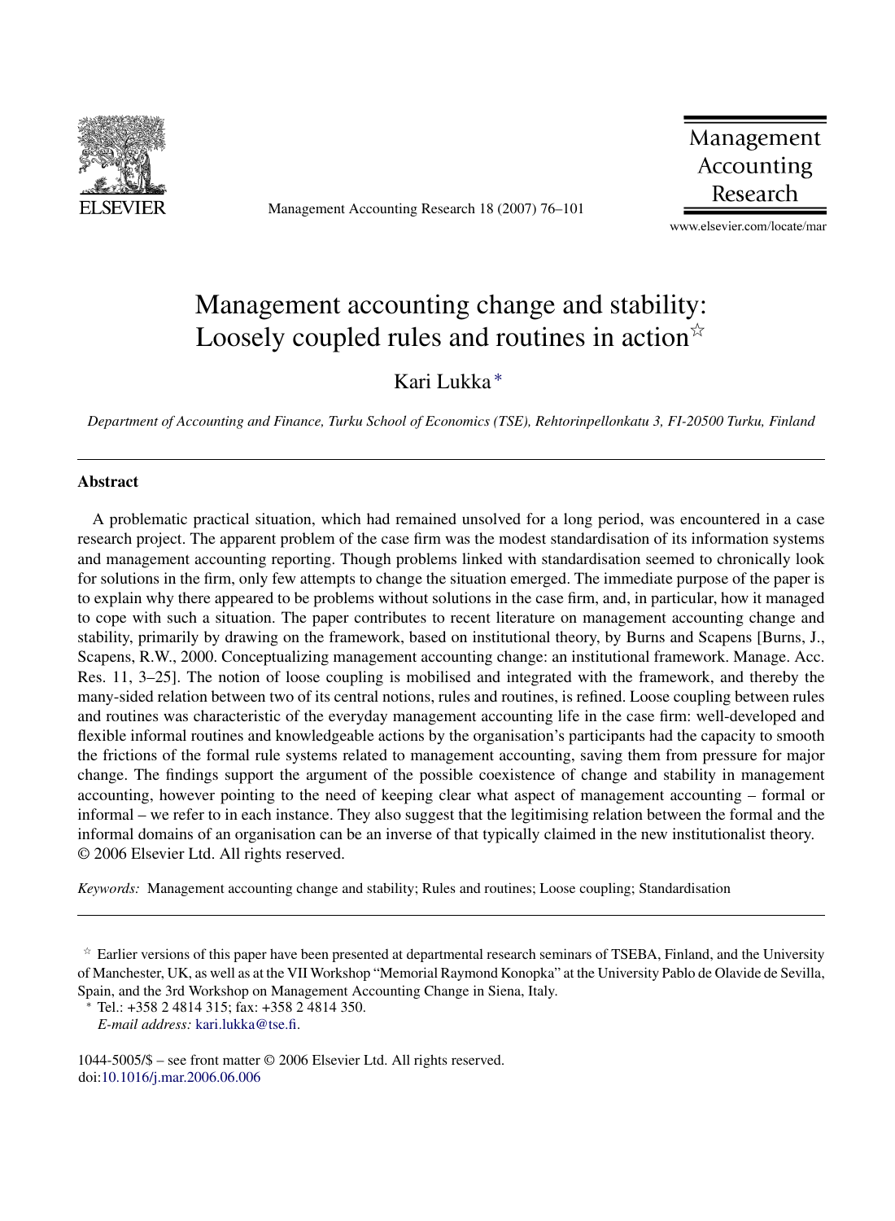# Management accounting change and stability: Loosely coupled rules and routines in action ☆

Kari Lukka *

*Department of Accounting and Finance, Turku School of Economics (TSE), Rehtorinpellonkatu 3, FI-20500 Turku, Finland*

---

## Abstract

A problematic practical situation, which had remained unsolved for a long period, was encountered in a case research project. The apparent problem of the case firm was the modest standardisation of its information systems and management accounting reporting. Though problems linked with standardisation seemed to chronically look for solutions in the firm, only few attempts to change the situation emerged. The immediate purpose of the paper is to explain why there appeared to be problems without solutions in the case firm, and, in particular, how it managed to cope with such a situation. The paper contributes to recent literature on management accounting change and stability, primarily by drawing on the framework, based on institutional theory, by Burns and Scapens [Burns, J., Scapens, R.W., 2000. Conceptualizing management accounting change: an institutional framework. Manage. Acc. Res. 11, 3–25]. The notion of loose coupling is mobilised and integrated with the framework, and thereby the many-sided relation between two of its central notions, rules and routines, is refined. Loose coupling between rules and routines was characteristic of the everyday management accounting life in the case firm: well-developed and flexible informal routines and knowledgeable actions by the organisation's participants had the capacity to smooth the frictions of the formal rule systems related to management accounting, saving them from pressure for major change. The findings support the argument of the possible coexistence of change and stability in management accounting, however pointing to the need of keeping clear what aspect of management accounting – formal or informal – we refer to in each instance. They also suggest that the legitimising relation between the formal and the informal domains of an organisation can be an inverse of that typically claimed in the new institutionalist theory.
© 2006 Elsevier Ltd. All rights reserved.

*Keywords:* Management accounting change and stability; Rules and routines; Loose coupling; Standardisation

---

☆ Earlier versions of this paper have been presented at departmental research seminars of TSEBA, Finland, and the University of Manchester, UK, as well as at the VII Workshop "Memorial Raymond Konopka" at the University Pablo de Olavide de Sevilla, Spain, and the 3rd Workshop on Management Accounting Change in Siena, Italy.

\* Tel.: +358 2 4814 315; fax: +358 2 4814 350.
*E-mail address:* kari.lukka@tse.fi.

1044-5005/$ – see front matter © 2006 Elsevier Ltd. All rights reserved.
doi:10.1016/j.mar.2006.06.006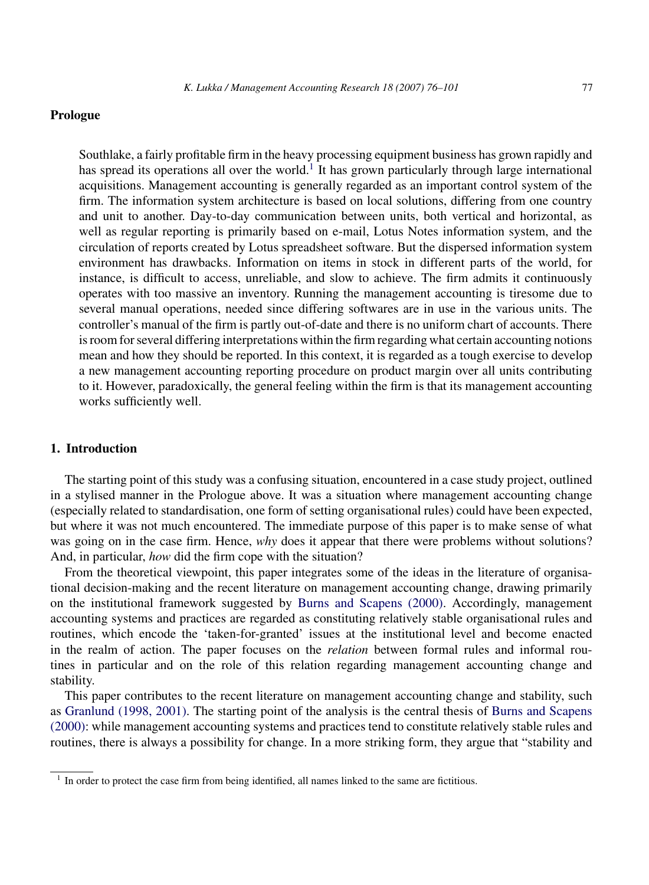## Prologue

Southlake, a fairly profitable firm in the heavy processing equipment business has grown rapidly and has spread its operations all over the world.[1] It has grown particularly through large international acquisitions. Management accounting is generally regarded as an important control system of the firm. The information system architecture is based on local solutions, differing from one country and unit to another. Day-to-day communication between units, both vertical and horizontal, as well as regular reporting is primarily based on e-mail, Lotus Notes information system, and the circulation of reports created by Lotus spreadsheet software. But the dispersed information system environment has drawbacks. Information on items in stock in different parts of the world, for instance, is difficult to access, unreliable, and slow to achieve. The firm admits it continuously operates with too massive an inventory. Running the management accounting is tiresome due to several manual operations, needed since differing softwares are in use in the various units. The controller's manual of the firm is partly out-of-date and there is no uniform chart of accounts. There is room for several differing interpretations within the firm regarding what certain accounting notions mean and how they should be reported. In this context, it is regarded as a tough exercise to develop a new management accounting reporting procedure on product margin over all units contributing to it. However, paradoxically, the general feeling within the firm is that its management accounting works sufficiently well.

## 1. Introduction

The starting point of this study was a confusing situation, encountered in a case study project, outlined in a stylised manner in the Prologue above. It was a situation where management accounting change (especially related to standardisation, one form of setting organisational rules) could have been expected, but where it was not much encountered. The immediate purpose of this paper is to make sense of what was going on in the case firm. Hence, *why* does it appear that there were problems without solutions? And, in particular, *how* did the firm cope with the situation?

From the theoretical viewpoint, this paper integrates some of the ideas in the literature of organisational decision-making and the recent literature on management accounting change, drawing primarily on the institutional framework suggested by Burns and Scapens (2000). Accordingly, management accounting systems and practices are regarded as constituting relatively stable organisational rules and routines, which encode the 'taken-for-granted' issues at the institutional level and become enacted in the realm of action. The paper focuses on the *relation* between formal rules and informal routines in particular and on the role of this relation regarding management accounting change and stability.

This paper contributes to the recent literature on management accounting change and stability, such as Granlund (1998, 2001). The starting point of the analysis is the central thesis of Burns and Scapens (2000): while management accounting systems and practices tend to constitute relatively stable rules and routines, there is always a possibility for change. In a more striking form, they argue that "stability and

[1] In order to protect the case firm from being identified, all names linked to the same are fictitious.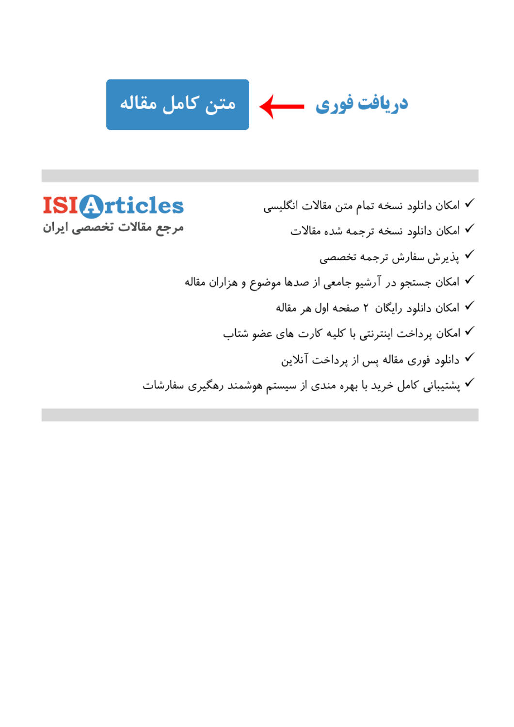دریافت فوری ← متن کامل مقاله

**ISIArticles**
مرجع مقالات تخصصی ایران

- ✓ امکان دانلود نسخه تمام متن مقالات انگلیسی
- ✓ امکان دانلود نسخه ترجمه شده مقالات
- ✓ پذیرش سفارش ترجمه تخصصی
- ✓ امکان جستجو در آرشیو جامعی از صدها موضوع و هزاران مقاله
- ✓ امکان دانلود رایگان ۲ صفحه اول هر مقاله
- ✓ امکان پرداخت اینترنتی با کلیه کارت های عضو شتاب
- ✓ دانلود فوری مقاله پس از پرداخت آنلاین
- ✓ پشتیبانی کامل خرید با بهره مندی از سیستم هوشمند رهگیری سفارشات